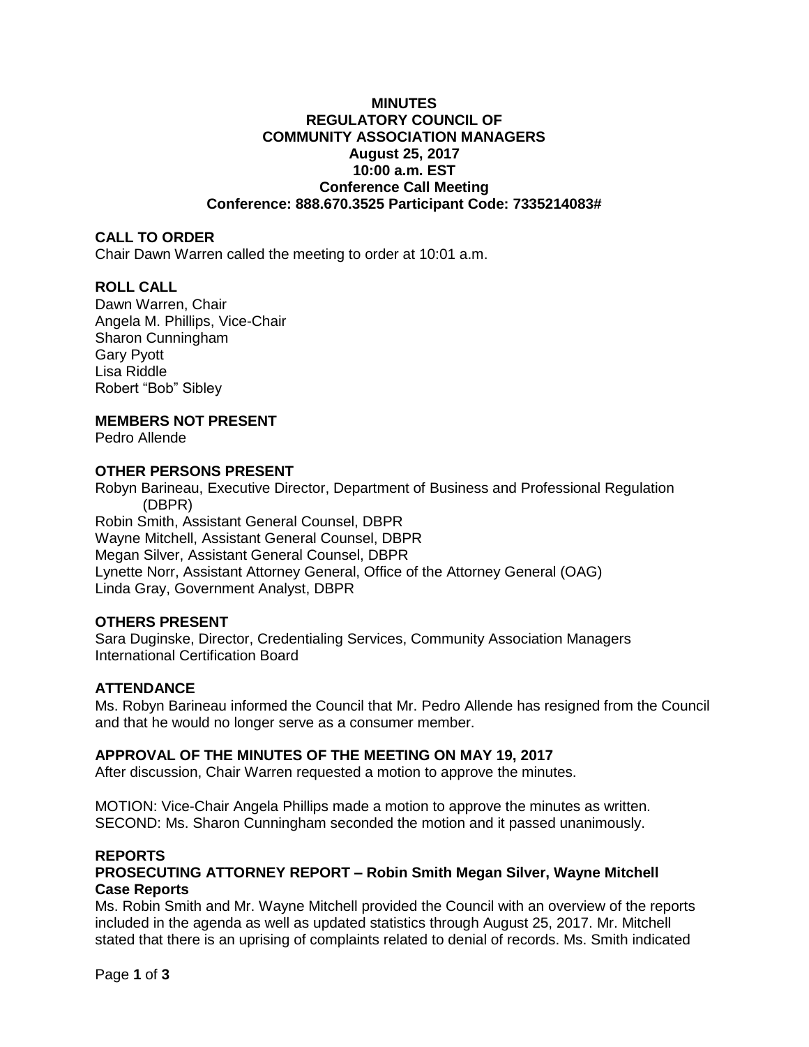# MINUTES
# REGULATORY COUNCIL OF COMMUNITY ASSOCIATION MANAGERS
**August 25, 2017**
**10:00 a.m. EST**
**Conference Call Meeting**
**Conference: 888.670.3525 Participant Code: 7335214083#**

## CALL TO ORDER

Chair Dawn Warren called the meeting to order at 10:01 a.m.

## ROLL CALL

Dawn Warren, Chair
Angela M. Phillips, Vice-Chair
Sharon Cunningham
Gary Pyott
Lisa Riddle
Robert "Bob" Sibley

## MEMBERS NOT PRESENT

Pedro Allende

## OTHER PERSONS PRESENT

Robyn Barineau, Executive Director, Department of Business and Professional Regulation (DBPR)
Robin Smith, Assistant General Counsel, DBPR
Wayne Mitchell, Assistant General Counsel, DBPR
Megan Silver, Assistant General Counsel, DBPR
Lynette Norr, Assistant Attorney General, Office of the Attorney General (OAG)
Linda Gray, Government Analyst, DBPR

## OTHERS PRESENT

Sara Duginske, Director, Credentialing Services, Community Association Managers International Certification Board

## ATTENDANCE

Ms. Robyn Barineau informed the Council that Mr. Pedro Allende has resigned from the Council and that he would no longer serve as a consumer member.

## APPROVAL OF THE MINUTES OF THE MEETING ON MAY 19, 2017

After discussion, Chair Warren requested a motion to approve the minutes.

MOTION: Vice-Chair Angela Phillips made a motion to approve the minutes as written.
SECOND: Ms. Sharon Cunningham seconded the motion and it passed unanimously.

## REPORTS

### PROSECUTING ATTORNEY REPORT – Robin Smith Megan Silver, Wayne Mitchell

**Case Reports**

Ms. Robin Smith and Mr. Wayne Mitchell provided the Council with an overview of the reports included in the agenda as well as updated statistics through August 25, 2017. Mr. Mitchell stated that there is an uprising of complaints related to denial of records. Ms. Smith indicated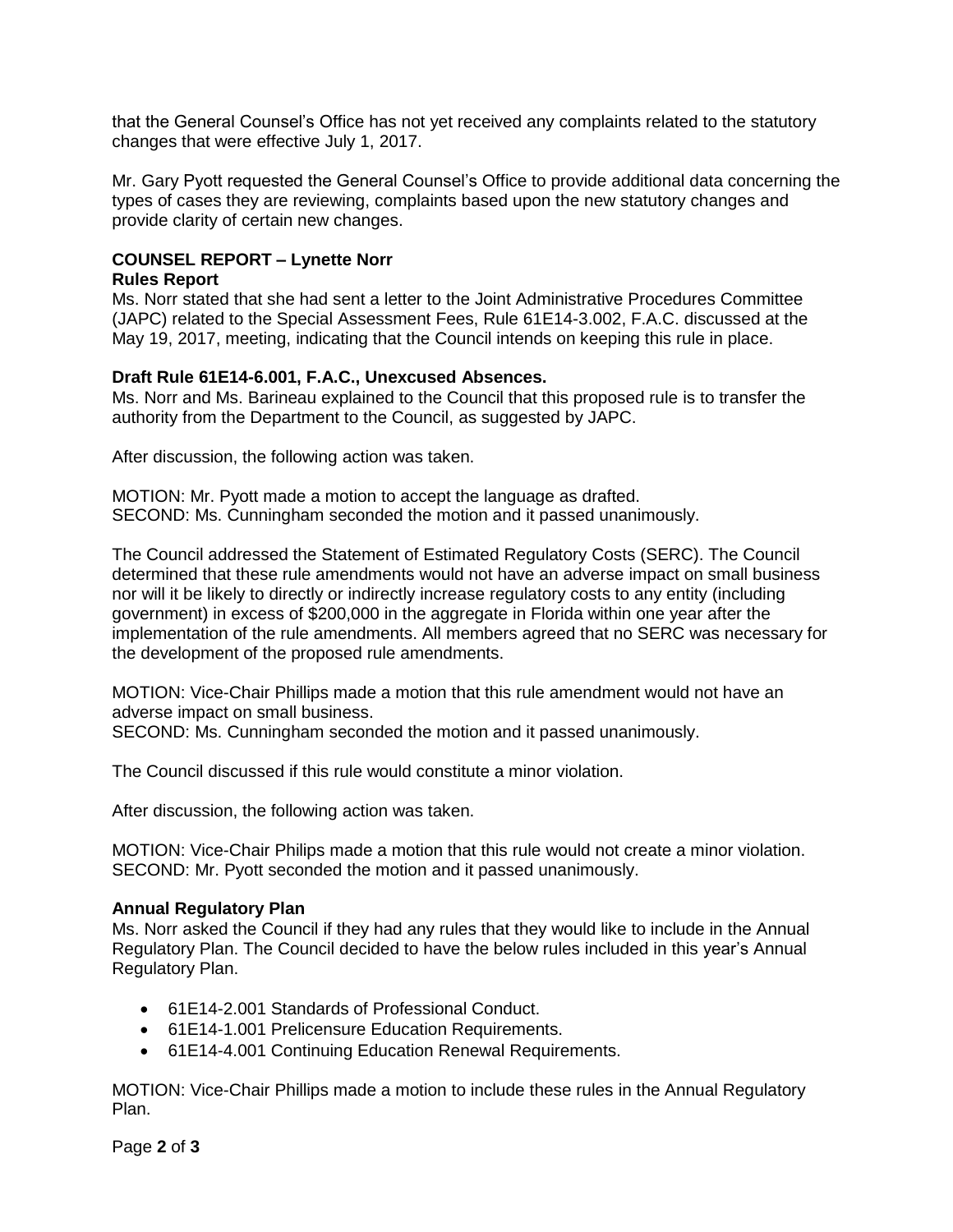that the General Counsel's Office has not yet received any complaints related to the statutory changes that were effective July 1, 2017.

Mr. Gary Pyott requested the General Counsel's Office to provide additional data concerning the types of cases they are reviewing, complaints based upon the new statutory changes and provide clarity of certain new changes.

**COUNSEL REPORT – Lynette Norr**

**Rules Report**

Ms. Norr stated that she had sent a letter to the Joint Administrative Procedures Committee (JAPC) related to the Special Assessment Fees, Rule 61E14-3.002, F.A.C. discussed at the May 19, 2017, meeting, indicating that the Council intends on keeping this rule in place.

**Draft Rule 61E14-6.001, F.A.C., Unexcused Absences.**

Ms. Norr and Ms. Barineau explained to the Council that this proposed rule is to transfer the authority from the Department to the Council, as suggested by JAPC.

After discussion, the following action was taken.

MOTION: Mr. Pyott made a motion to accept the language as drafted.
SECOND: Ms. Cunningham seconded the motion and it passed unanimously.

The Council addressed the Statement of Estimated Regulatory Costs (SERC). The Council determined that these rule amendments would not have an adverse impact on small business nor will it be likely to directly or indirectly increase regulatory costs to any entity (including government) in excess of $200,000 in the aggregate in Florida within one year after the implementation of the rule amendments. All members agreed that no SERC was necessary for the development of the proposed rule amendments.

MOTION: Vice-Chair Phillips made a motion that this rule amendment would not have an adverse impact on small business.
SECOND: Ms. Cunningham seconded the motion and it passed unanimously.

The Council discussed if this rule would constitute a minor violation.

After discussion, the following action was taken.

MOTION: Vice-Chair Philips made a motion that this rule would not create a minor violation.
SECOND: Mr. Pyott seconded the motion and it passed unanimously.

**Annual Regulatory Plan**

Ms. Norr asked the Council if they had any rules that they would like to include in the Annual Regulatory Plan. The Council decided to have the below rules included in this year's Annual Regulatory Plan.

- 61E14-2.001 Standards of Professional Conduct.
- 61E14-1.001 Prelicensure Education Requirements.
- 61E14-4.001 Continuing Education Renewal Requirements.

MOTION: Vice-Chair Phillips made a motion to include these rules in the Annual Regulatory Plan.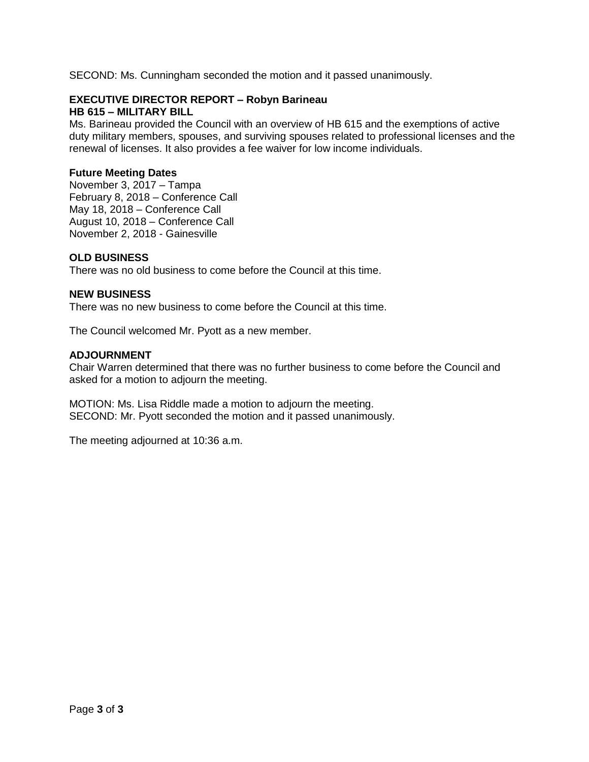SECOND: Ms. Cunningham seconded the motion and it passed unanimously.

### EXECUTIVE DIRECTOR REPORT – Robyn Barineau

### HB 615 – MILITARY BILL

Ms. Barineau provided the Council with an overview of HB 615 and the exemptions of active duty military members, spouses, and surviving spouses related to professional licenses and the renewal of licenses. It also provides a fee waiver for low income individuals.

### Future Meeting Dates

November 3, 2017 – Tampa
February 8, 2018 – Conference Call
May 18, 2018 – Conference Call
August 10, 2018 – Conference Call
November 2, 2018 - Gainesville

### OLD BUSINESS

There was no old business to come before the Council at this time.

### NEW BUSINESS

There was no new business to come before the Council at this time.

The Council welcomed Mr. Pyott as a new member.

### ADJOURNMENT

Chair Warren determined that there was no further business to come before the Council and asked for a motion to adjourn the meeting.

MOTION: Ms. Lisa Riddle made a motion to adjourn the meeting.
SECOND: Mr. Pyott seconded the motion and it passed unanimously.

The meeting adjourned at 10:36 a.m.